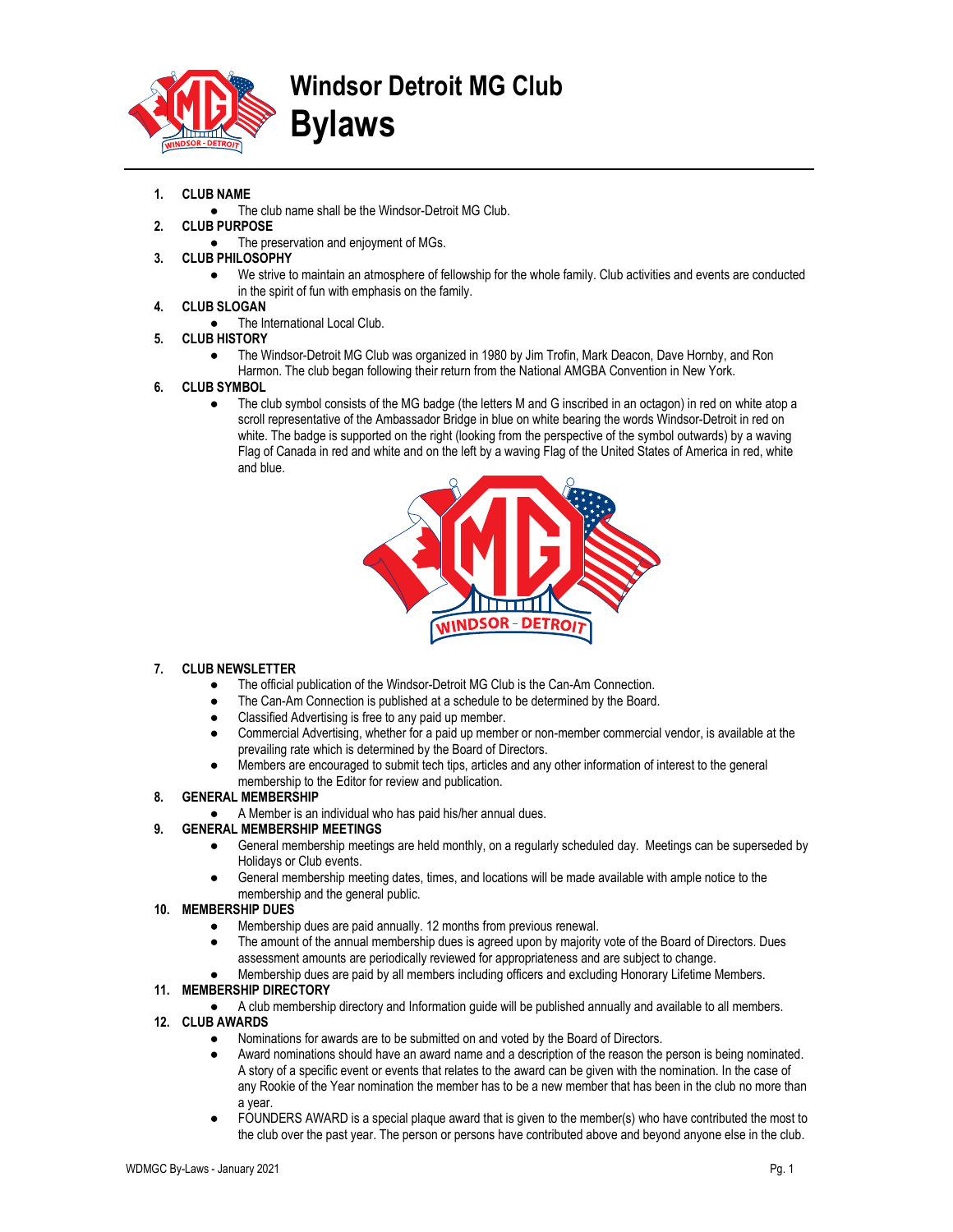# Windsor Detroit MG Club
# Bylaws

1. **CLUB NAME**
   - The club name shall be the Windsor-Detroit MG Club.
2. **CLUB PURPOSE**
   - The preservation and enjoyment of MGs.
3. **CLUB PHILOSOPHY**
   - We strive to maintain an atmosphere of fellowship for the whole family. Club activities and events are conducted in the spirit of fun with emphasis on the family.
4. **CLUB SLOGAN**
   - The International Local Club.
5. **CLUB HISTORY**
   - The Windsor-Detroit MG Club was organized in 1980 by Jim Trofin, Mark Deacon, Dave Hornby, and Ron Harmon. The club began following their return from the National AMGBA Convention in New York.
6. **CLUB SYMBOL**
   - The club symbol consists of the MG badge (the letters M and G inscribed in an octagon) in red on white atop a scroll representative of the Ambassador Bridge in blue on white bearing the words Windsor-Detroit in red on white. The badge is supported on the right (looking from the perspective of the symbol outwards) by a waving Flag of Canada in red and white and on the left by a waving Flag of the United States of America in red, white and blue.
7. **CLUB NEWSLETTER**
   - The official publication of the Windsor-Detroit MG Club is the Can-Am Connection.
   - The Can-Am Connection is published at a schedule to be determined by the Board.
   - Classified Advertising is free to any paid up member.
   - Commercial Advertising, whether for a paid up member or non-member commercial vendor, is available at the prevailing rate which is determined by the Board of Directors.
   - Members are encouraged to submit tech tips, articles and any other information of interest to the general membership to the Editor for review and publication.
8. **GENERAL MEMBERSHIP**
   - A Member is an individual who has paid his/her annual dues.
9. **GENERAL MEMBERSHIP MEETINGS**
   - General membership meetings are held monthly, on a regularly scheduled day. Meetings can be superseded by Holidays or Club events.
   - General membership meeting dates, times, and locations will be made available with ample notice to the membership and the general public.
10. **MEMBERSHIP DUES**
    - Membership dues are paid annually. 12 months from previous renewal.
    - The amount of the annual membership dues is agreed upon by majority vote of the Board of Directors. Dues assessment amounts are periodically reviewed for appropriateness and are subject to change.
    - Membership dues are paid by all members including officers and excluding Honorary Lifetime Members.
11. **MEMBERSHIP DIRECTORY**
    - A club membership directory and Information guide will be published annually and available to all members.
12. **CLUB AWARDS**
    - Nominations for awards are to be submitted on and voted by the Board of Directors.
    - Award nominations should have an award name and a description of the reason the person is being nominated. A story of a specific event or events that relates to the award can be given with the nomination. In the case of any Rookie of the Year nomination the member has to be a new member that has been in the club no more than a year.
    - FOUNDERS AWARD is a special plaque award that is given to the member(s) who have contributed the most to the club over the past year. The person or persons have contributed above and beyond anyone else in the club.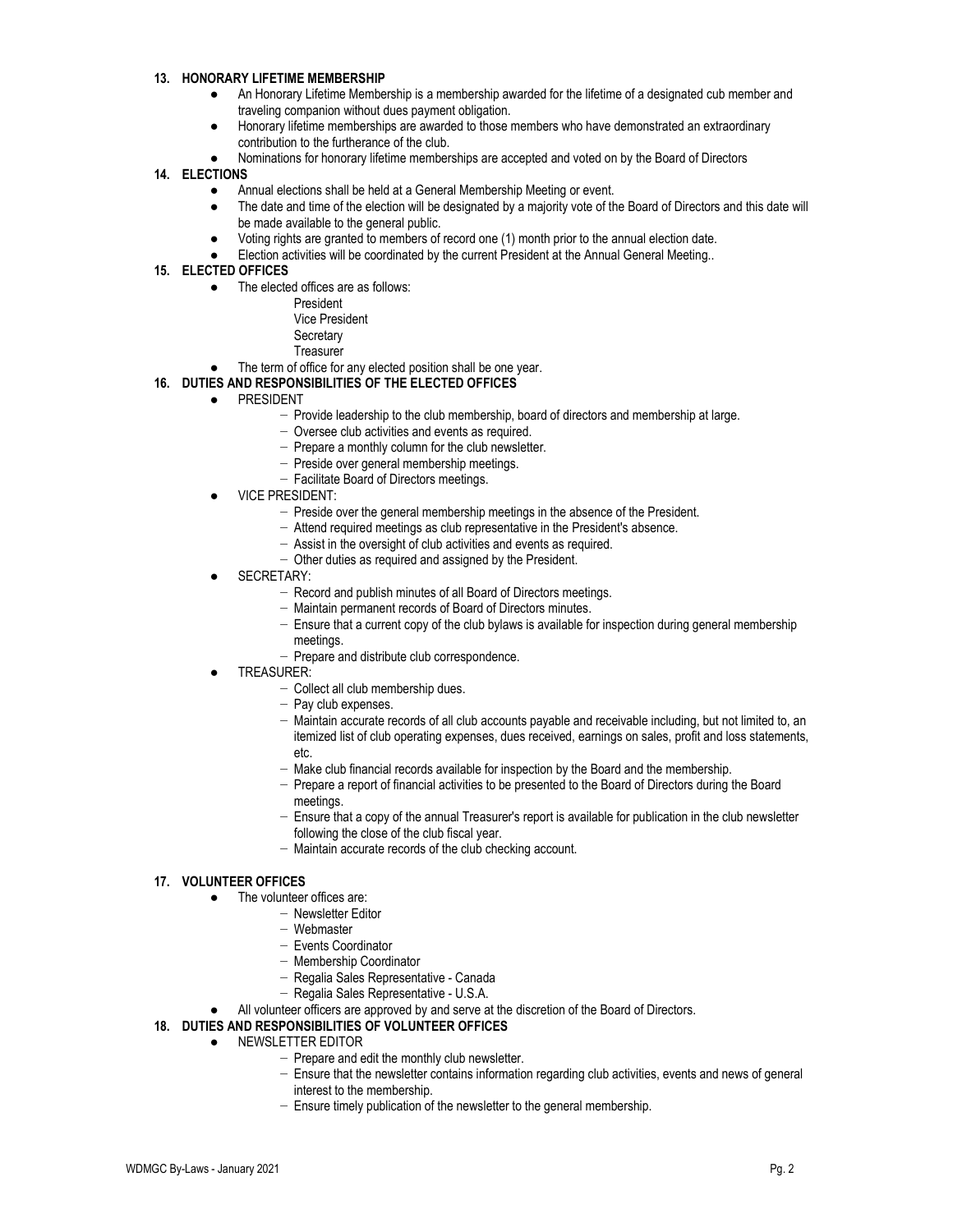**13. HONORARY LIFETIME MEMBERSHIP**

- An Honorary Lifetime Membership is a membership awarded for the lifetime of a designated cub member and traveling companion without dues payment obligation.
- Honorary lifetime memberships are awarded to those members who have demonstrated an extraordinary contribution to the furtherance of the club.
- Nominations for honorary lifetime memberships are accepted and voted on by the Board of Directors

**14. ELECTIONS**

- Annual elections shall be held at a General Membership Meeting or event.
- The date and time of the election will be designated by a majority vote of the Board of Directors and this date will be made available to the general public.
- Voting rights are granted to members of record one (1) month prior to the annual election date.
- Election activities will be coordinated by the current President at the Annual General Meeting..

**15. ELECTED OFFICES**

- The elected offices are as follows:
  - President
  - Vice President
  - Secretary
  - Treasurer
- The term of office for any elected position shall be one year.

**16. DUTIES AND RESPONSIBILITIES OF THE ELECTED OFFICES**

- PRESIDENT
  - Provide leadership to the club membership, board of directors and membership at large.
  - Oversee club activities and events as required.
  - Prepare a monthly column for the club newsletter.
  - Preside over general membership meetings.
  - Facilitate Board of Directors meetings.
- VICE PRESIDENT:
  - Preside over the general membership meetings in the absence of the President.
  - Attend required meetings as club representative in the President's absence.
  - Assist in the oversight of club activities and events as required.
  - Other duties as required and assigned by the President.
- SECRETARY:
  - Record and publish minutes of all Board of Directors meetings.
  - Maintain permanent records of Board of Directors minutes.
  - Ensure that a current copy of the club bylaws is available for inspection during general membership meetings.
  - Prepare and distribute club correspondence.
- TREASURER:
  - Collect all club membership dues.
  - Pay club expenses.
  - Maintain accurate records of all club accounts payable and receivable including, but not limited to, an itemized list of club operating expenses, dues received, earnings on sales, profit and loss statements, etc.
  - Make club financial records available for inspection by the Board and the membership.
  - Prepare a report of financial activities to be presented to the Board of Directors during the Board meetings.
  - Ensure that a copy of the annual Treasurer's report is available for publication in the club newsletter following the close of the club fiscal year.
  - Maintain accurate records of the club checking account.

**17. VOLUNTEER OFFICES**

- The volunteer offices are:
  - Newsletter Editor
  - Webmaster
  - Events Coordinator
  - Membership Coordinator
  - Regalia Sales Representative - Canada
  - Regalia Sales Representative - U.S.A.
- All volunteer officers are approved by and serve at the discretion of the Board of Directors.

**18. DUTIES AND RESPONSIBILITIES OF VOLUNTEER OFFICES**

- NEWSLETTER EDITOR
  - Prepare and edit the monthly club newsletter.
  - Ensure that the newsletter contains information regarding club activities, events and news of general interest to the membership.
  - Ensure timely publication of the newsletter to the general membership.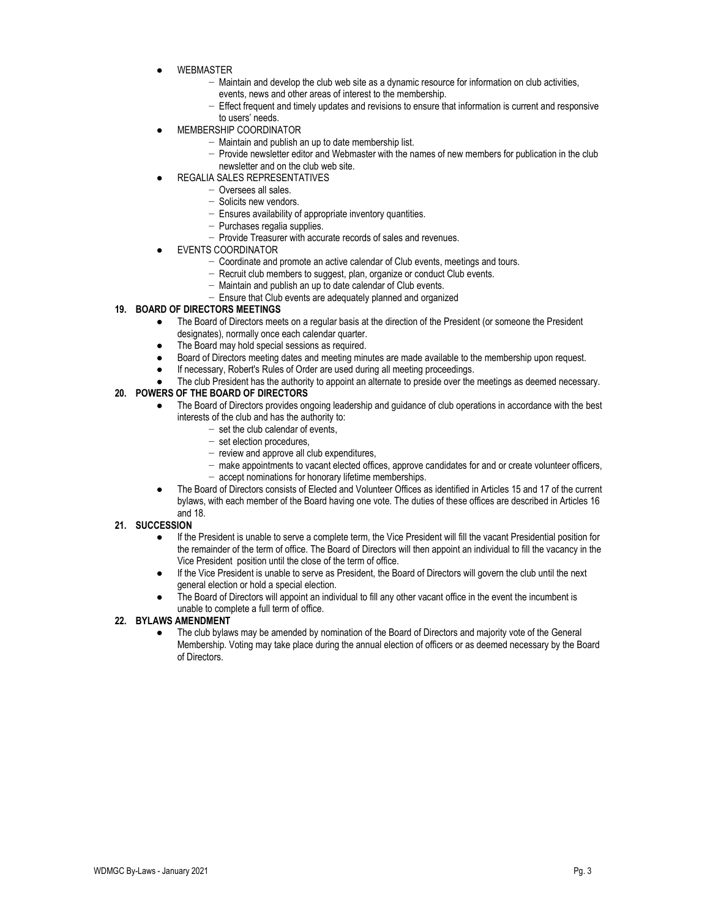- WEBMASTER
  - Maintain and develop the club web site as a dynamic resource for information on club activities, events, news and other areas of interest to the membership.
  - Effect frequent and timely updates and revisions to ensure that information is current and responsive to users' needs.
- MEMBERSHIP COORDINATOR
  - Maintain and publish an up to date membership list.
  - Provide newsletter editor and Webmaster with the names of new members for publication in the club newsletter and on the club web site.
- REGALIA SALES REPRESENTATIVES
  - Oversees all sales.
  - Solicits new vendors.
  - Ensures availability of appropriate inventory quantities.
  - Purchases regalia supplies.
  - Provide Treasurer with accurate records of sales and revenues.
- EVENTS COORDINATOR
  - Coordinate and promote an active calendar of Club events, meetings and tours.
  - Recruit club members to suggest, plan, organize or conduct Club events.
  - Maintain and publish an up to date calendar of Club events.
  - Ensure that Club events are adequately planned and organized

**19. BOARD OF DIRECTORS MEETINGS**

- The Board of Directors meets on a regular basis at the direction of the President (or someone the President designates), normally once each calendar quarter.
- The Board may hold special sessions as required.
- Board of Directors meeting dates and meeting minutes are made available to the membership upon request.
- If necessary, Robert's Rules of Order are used during all meeting proceedings.
- The club President has the authority to appoint an alternate to preside over the meetings as deemed necessary.

**20. POWERS OF THE BOARD OF DIRECTORS**

- The Board of Directors provides ongoing leadership and guidance of club operations in accordance with the best interests of the club and has the authority to:
  - set the club calendar of events,
  - set election procedures,
  - review and approve all club expenditures,
  - make appointments to vacant elected offices, approve candidates for and or create volunteer officers,
  - accept nominations for honorary lifetime memberships.
- The Board of Directors consists of Elected and Volunteer Offices as identified in Articles 15 and 17 of the current bylaws, with each member of the Board having one vote. The duties of these offices are described in Articles 16 and 18.

**21. SUCCESSION**

- If the President is unable to serve a complete term, the Vice President will fill the vacant Presidential position for the remainder of the term of office. The Board of Directors will then appoint an individual to fill the vacancy in the Vice President position until the close of the term of office.
- If the Vice President is unable to serve as President, the Board of Directors will govern the club until the next general election or hold a special election.
- The Board of Directors will appoint an individual to fill any other vacant office in the event the incumbent is unable to complete a full term of office.

**22. BYLAWS AMENDMENT**

- The club bylaws may be amended by nomination of the Board of Directors and majority vote of the General Membership. Voting may take place during the annual election of officers or as deemed necessary by the Board of Directors.